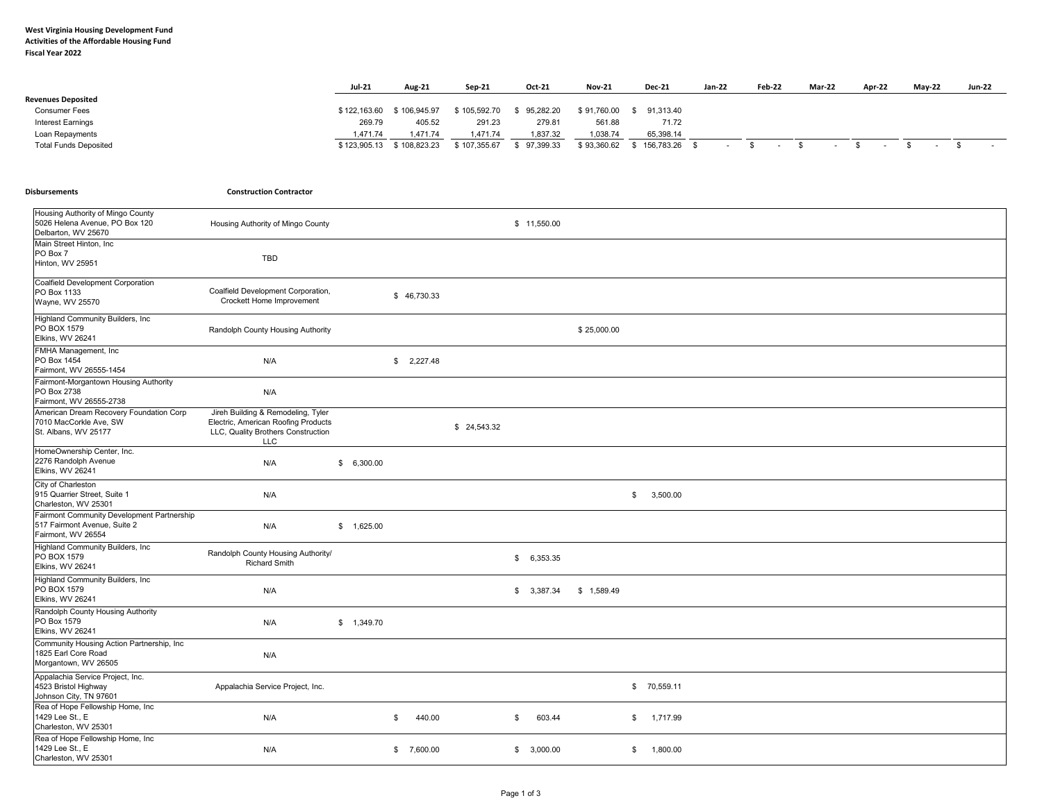**West Virginia Housing Development Fund**
**Activities of the Affordable Housing Fund**
**Fiscal Year 2022**

| | Jul-21 | Aug-21 | Sep-21 | Oct-21 | Nov-21 | Dec-21 | Jan-22 | Feb-22 | Mar-22 | Apr-22 | May-22 | Jun-22 |
|---|---|---|---|---|---|---|---|---|---|---|---|---|
| **Revenues Deposited** | | | | | | | | | | | | |
| Consumer Fees | $ 122,163.60 | $ 106,945.97 | $ 105,592.70 | $ 95,282.20 | $ 91,760.00 | $ 91,313.40 | | | | | | |
| Interest Earnings | 269.79 | 405.52 | 291.23 | 279.81 | 561.88 | 71.72 | | | | | | |
| Loan Repayments | 1,471.74 | 1,471.74 | 1,471.74 | 1,837.32 | 1,038.74 | 65,398.14 | | | | | | |
| Total Funds Deposited | $ 123,905.13 | $ 108,823.23 | $ 107,355.67 | $ 97,399.33 | $ 93,360.62 | $ 156,783.26 | $ - | $ - | $ - | $ - | $ - | $ - |

| Disbursements | Construction Contractor | Jul-21 | Aug-21 | Sep-21 | Oct-21 | Nov-21 | Dec-21 | Jan-22 | Feb-22 | Mar-22 | Apr-22 | May-22 | Jun-22 |
|---|---|---|---|---|---|---|---|---|---|---|---|---|---|
| Housing Authority of Mingo County<br>5026 Helena Avenue, PO Box 120<br>Delbarton, WV 25670 | Housing Authority of Mingo County | | | | $ 11,550.00 | | | | | | | | |
| Main Street Hinton, Inc<br>PO Box 7<br>Hinton, WV 25951 | TBD | | | | | | | | | | | | |
| Coalfield Development Corporation<br>PO Box 1133<br>Wayne, WV 25570 | Coalfield Development Corporation, Crockett Home Improvement | | $ 46,730.33 | | | | | | | | | | |
| Highland Community Builders, Inc<br>PO BOX 1579<br>Elkins, WV 26241 | Randolph County Housing Authority | | | | | $ 25,000.00 | | | | | | | |
| FMHA Management, Inc<br>PO Box 1454<br>Fairmont, WV 26555-1454 | N/A | | $ 2,227.48 | | | | | | | | | | |
| Fairmont-Morgantown Housing Authority<br>PO Box 2738<br>Fairmont, WV 26555-2738 | N/A | | | | | | | | | | | | |
| American Dream Recovery Foundation Corp<br>7010 MacCorkle Ave, SW<br>St. Albans, WV 25177 | Jireh Building & Remodeling, Tyler Electric, American Roofing Products LLC, Quality Brothers Construction LLC | | | $ 24,543.32 | | | | | | | | | |
| HomeOwnership Center, Inc.<br>2276 Randolph Avenue<br>Elkins, WV 26241 | N/A | $ 6,300.00 | | | | | | | | | | | |
| City of Charleston<br>915 Quarrier Street, Suite 1<br>Charleston, WV 25301 | N/A | | | | | | $ 3,500.00 | | | | | | |
| Fairmont Community Development Partnership<br>517 Fairmont Avenue, Suite 2<br>Fairmont, WV 26554 | N/A | $ 1,625.00 | | | | | | | | | | | |
| Highland Community Builders, Inc<br>PO BOX 1579<br>Elkins, WV 26241 | Randolph County Housing Authority/ Richard Smith | | | | $ 6,353.35 | | | | | | | | |
| Highland Community Builders, Inc<br>PO BOX 1579<br>Elkins, WV 26241 | N/A | | | | $ 3,387.34 | $ 1,589.49 | | | | | | | |
| Randolph County Housing Authority<br>PO Box 1579<br>Elkins, WV 26241 | N/A | $ 1,349.70 | | | | | | | | | | | |
| Community Housing Action Partnership, Inc<br>1825 Earl Core Road<br>Morgantown, WV 26505 | N/A | | | | | | | | | | | | |
| Appalachia Service Project, Inc.<br>4523 Bristol Highway<br>Johnson City, TN 97601 | Appalachia Service Project, Inc. | | | | | | $ 70,559.11 | | | | | | |
| Rea of Hope Fellowship Home, Inc<br>1429 Lee St., E<br>Charleston, WV 25301 | N/A | | $ 440.00 | | $ 603.44 | | $ 1,717.99 | | | | | | |
| Rea of Hope Fellowship Home, Inc<br>1429 Lee St., E<br>Charleston, WV 25301 | N/A | | $ 7,600.00 | | $ 3,000.00 | | $ 1,800.00 | | | | | | |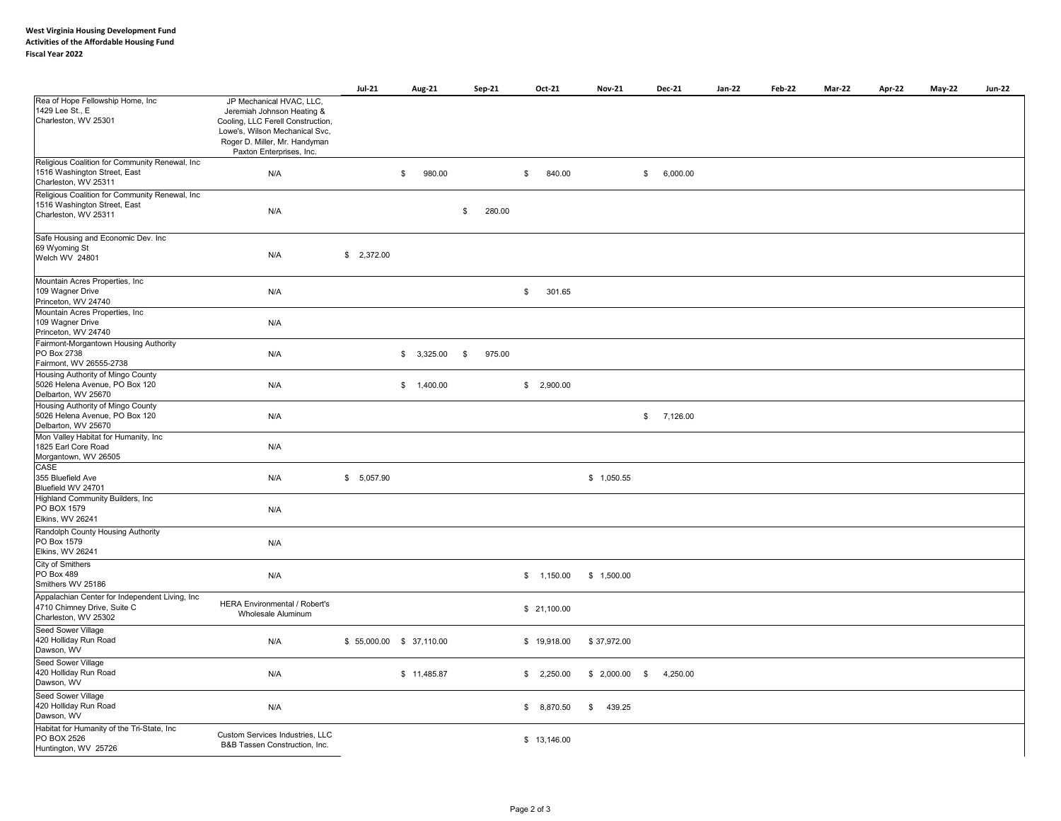**West Virginia Housing Development Fund**
**Activities of the Affordable Housing Fund**
**Fiscal Year 2022**

| | | Jul-21 | Aug-21 | Sep-21 | Oct-21 | Nov-21 | Dec-21 | Jan-22 | Feb-22 | Mar-22 | Apr-22 | May-22 | Jun-22 |
|---|---|---|---|---|---|---|---|---|---|---|---|---|---|
| Rea of Hope Fellowship Home, Inc 1429 Lee St., E Charleston, WV 25301 | JP Mechanical HVAC, LLC, Jeremiah Johnson Heating & Cooling, LLC Ferell Construction, Lowe's, Wilson Mechanical Svc, Roger D. Miller, Mr. Handyman Paxton Enterprises, Inc. | | | | | | | | | | | | |
| Religious Coalition for Community Renewal, Inc 1516 Washington Street, East Charleston, WV 25311 | N/A | | $ 980.00 | | $ 840.00 | | $ 6,000.00 | | | | | | |
| Religious Coalition for Community Renewal, Inc 1516 Washington Street, East Charleston, WV 25311 | N/A | | | $ 280.00 | | | | | | | | | |
| Safe Housing and Economic Dev. Inc 69 Wyoming St Welch WV 24801 | N/A | $ 2,372.00 | | | | | | | | | | | |
| Mountain Acres Properties, Inc 109 Wagner Drive Princeton, WV 24740 | N/A | | | | $ 301.65 | | | | | | | | |
| Mountain Acres Properties, Inc 109 Wagner Drive Princeton, WV 24740 | N/A | | | | | | | | | | | | |
| Fairmont-Morgantown Housing Authority PO Box 2738 Fairmont, WV 26555-2738 | N/A | | $ 3,325.00 | $ 975.00 | | | | | | | | | |
| Housing Authority of Mingo County 5026 Helena Avenue, PO Box 120 Delbarton, WV 25670 | N/A | | $ 1,400.00 | | $ 2,900.00 | | | | | | | | |
| Housing Authority of Mingo County 5026 Helena Avenue, PO Box 120 Delbarton, WV 25670 | N/A | | | | | | $ 7,126.00 | | | | | | |
| Mon Valley Habitat for Humanity, Inc 1825 Earl Core Road Morgantown, WV 26505 | N/A | | | | | | | | | | | | |
| CASE 355 Bluefield Ave Bluefield WV 24701 | N/A | $ 5,057.90 | | | | $ 1,050.55 | | | | | | | |
| Highland Community Builders, Inc PO BOX 1579 Elkins, WV 26241 | N/A | | | | | | | | | | | | |
| Randolph County Housing Authority PO Box 1579 Elkins, WV 26241 | N/A | | | | | | | | | | | | |
| City of Smithers PO Box 489 Smithers WV 25186 | N/A | | | | $ 1,150.00 | $ 1,500.00 | | | | | | | |
| Appalachian Center for Independent Living, Inc 4710 Chimney Drive, Suite C Charleston, WV 25302 | HERA Environmental / Robert's Wholesale Aluminum | | | | $ 21,100.00 | | | | | | | | |
| Seed Sower Village 420 Holliday Run Road Dawson, WV | N/A | $ 55,000.00 | $ 37,110.00 | | $ 19,918.00 | $ 37,972.00 | | | | | | | |
| Seed Sower Village 420 Holliday Run Road Dawson, WV | N/A | | $ 11,485.87 | | $ 2,250.00 | $ 2,000.00 | $ 4,250.00 | | | | | | |
| Seed Sower Village 420 Holliday Run Road Dawson, WV | N/A | | | | $ 8,870.50 | $ 439.25 | | | | | | | |
| Habitat for Humanity of the Tri-State, Inc PO BOX 2526 Huntington, WV 25726 | Custom Services Industries, LLC B&B Tassen Construction, Inc. | | | | $ 13,146.00 | | | | | | | | |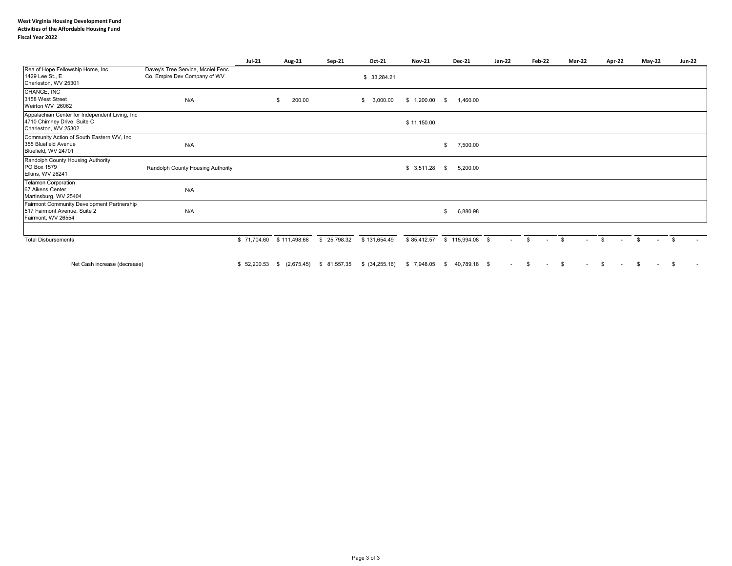**West Virginia Housing Development Fund**
**Activities of the Affordable Housing Fund**
**Fiscal Year 2022**

| | | Jul-21 | Aug-21 | Sep-21 | Oct-21 | Nov-21 | Dec-21 | Jan-22 | Feb-22 | Mar-22 | Apr-22 | May-22 | Jun-22 |
|---|---|---|---|---|---|---|---|---|---|---|---|---|---|
| Rea of Hope Fellowship Home, Inc<br>1429 Lee St., E<br>Charleston, WV 25301 | Davey's Tree Service, Mcniel Fenc<br>Co. Empire Dev Company of WV | | | | $ 33,284.21 | | | | | | | | |
| CHANGE, INC<br>3158 West Street<br>Weirton WV 26062 | N/A | | $ 200.00 | | $ 3,000.00 | $ 1,200.00 | $ 1,460.00 | | | | | | |
| Appalachian Center for Independent Living, Inc<br>4710 Chimney Drive, Suite C<br>Charleston, WV 25302 | | | | | | $ 11,150.00 | | | | | | | |
| Community Action of South Eastern WV, Inc<br>355 Bluefield Avenue<br>Bluefield, WV 24701 | N/A | | | | | | $ 7,500.00 | | | | | | |
| Randolph County Housing Authority<br>PO Box 1579<br>Elkins, WV 26241 | Randolph County Housing Authority | | | | | $ 3,511.28 | $ 5,200.00 | | | | | | |
| Telamon Corporation<br>67 Aikens Center<br>Martinsburg, WV 25404 | N/A | | | | | | | | | | | | |
| Fairmont Community Development Partnership<br>517 Fairmont Avenue, Suite 2<br>Fairmont, WV 26554 | N/A | | | | | | $ 6,880.98 | | | | | | |
| Total Disbursements | | $ 71,704.60 | $ 111,498.68 | $ 25,798.32 | $ 131,654.49 | $ 85,412.57 | $ 115,994.08 | $ - | $ - | $ - | $ - | $ - | $ - |
| Net Cash increase (decrease) | | $ 52,200.53 | $ (2,675.45) | $ 81,557.35 | $ (34,255.16) | $ 7,948.05 | $ 40,789.18 | $ - | $ - | $ - | $ - | $ - | $ - |